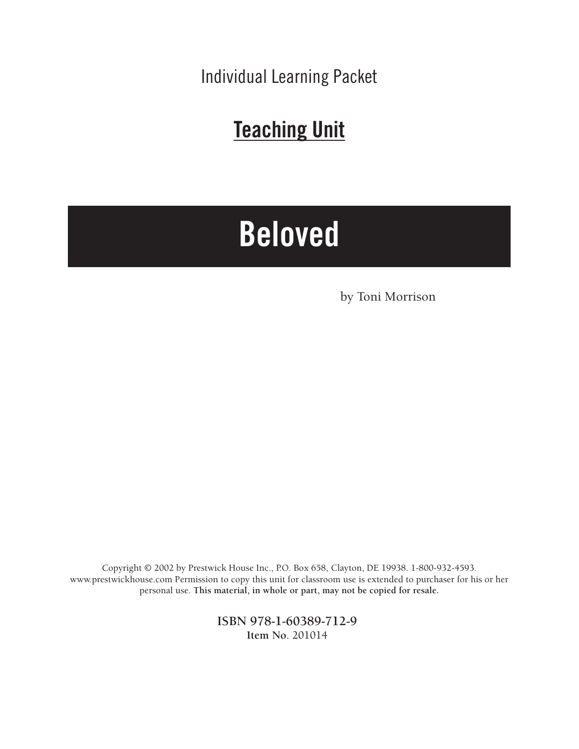Individual Learning Packet

## Teaching Unit

# Beloved

by Toni Morrison

Copyright © 2002 by Prestwick House Inc., P.O. Box 658, Clayton, DE 19938. 1-800-932-4593. www.prestwickhouse.com Permission to copy this unit for classroom use is extended to purchaser for his or her personal use. **This material, in whole or part, may not be copied for resale.**

**ISBN 978-1-60389-712-9**
**Item No**. 201014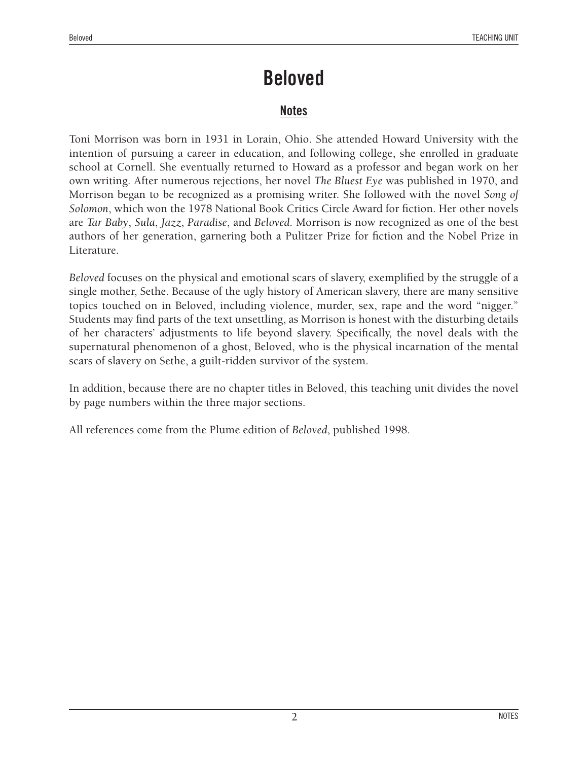# Beloved

## Notes

Toni Morrison was born in 1931 in Lorain, Ohio. She attended Howard University with the intention of pursuing a career in education, and following college, she enrolled in graduate school at Cornell. She eventually returned to Howard as a professor and began work on her own writing. After numerous rejections, her novel *The Bluest Eye* was published in 1970, and Morrison began to be recognized as a promising writer. She followed with the novel *Song of Solomon*, which won the 1978 National Book Critics Circle Award for fiction. Her other novels are *Tar Baby*, *Sula*, *Jazz*, *Paradise*, and *Beloved*. Morrison is now recognized as one of the best authors of her generation, garnering both a Pulitzer Prize for fiction and the Nobel Prize in Literature.

*Beloved* focuses on the physical and emotional scars of slavery, exemplified by the struggle of a single mother, Sethe. Because of the ugly history of American slavery, there are many sensitive topics touched on in Beloved, including violence, murder, sex, rape and the word "nigger." Students may find parts of the text unsettling, as Morrison is honest with the disturbing details of her characters' adjustments to life beyond slavery. Specifically, the novel deals with the supernatural phenomenon of a ghost, Beloved, who is the physical incarnation of the mental scars of slavery on Sethe, a guilt-ridden survivor of the system.

In addition, because there are no chapter titles in Beloved, this teaching unit divides the novel by page numbers within the three major sections.

All references come from the Plume edition of *Beloved*, published 1998.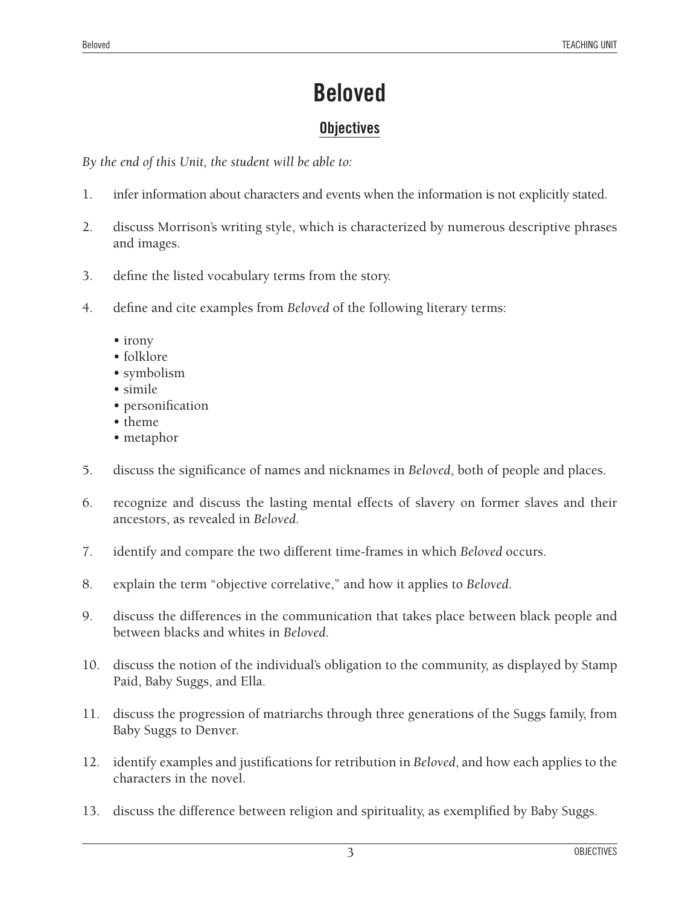# Beloved

## Objectives

*By the end of this Unit, the student will be able to:*

1. infer information about characters and events when the information is not explicitly stated.

2. discuss Morrison's writing style, which is characterized by numerous descriptive phrases and images.

3. define the listed vocabulary terms from the story.

4. define and cite examples from *Beloved* of the following literary terms:

    - irony
    - folklore
    - symbolism
    - simile
    - personification
    - theme
    - metaphor

5. discuss the significance of names and nicknames in *Beloved*, both of people and places.

6. recognize and discuss the lasting mental effects of slavery on former slaves and their ancestors, as revealed in *Beloved.*

7. identify and compare the two different time-frames in which *Beloved* occurs.

8. explain the term "objective correlative," and how it applies to *Beloved*.

9. discuss the differences in the communication that takes place between black people and between blacks and whites in *Beloved.*

10. discuss the notion of the individual's obligation to the community, as displayed by Stamp Paid, Baby Suggs, and Ella.

11. discuss the progression of matriarchs through three generations of the Suggs family, from Baby Suggs to Denver.

12. identify examples and justifications for retribution in *Beloved*, and how each applies to the characters in the novel.

13. discuss the difference between religion and spirituality, as exemplified by Baby Suggs.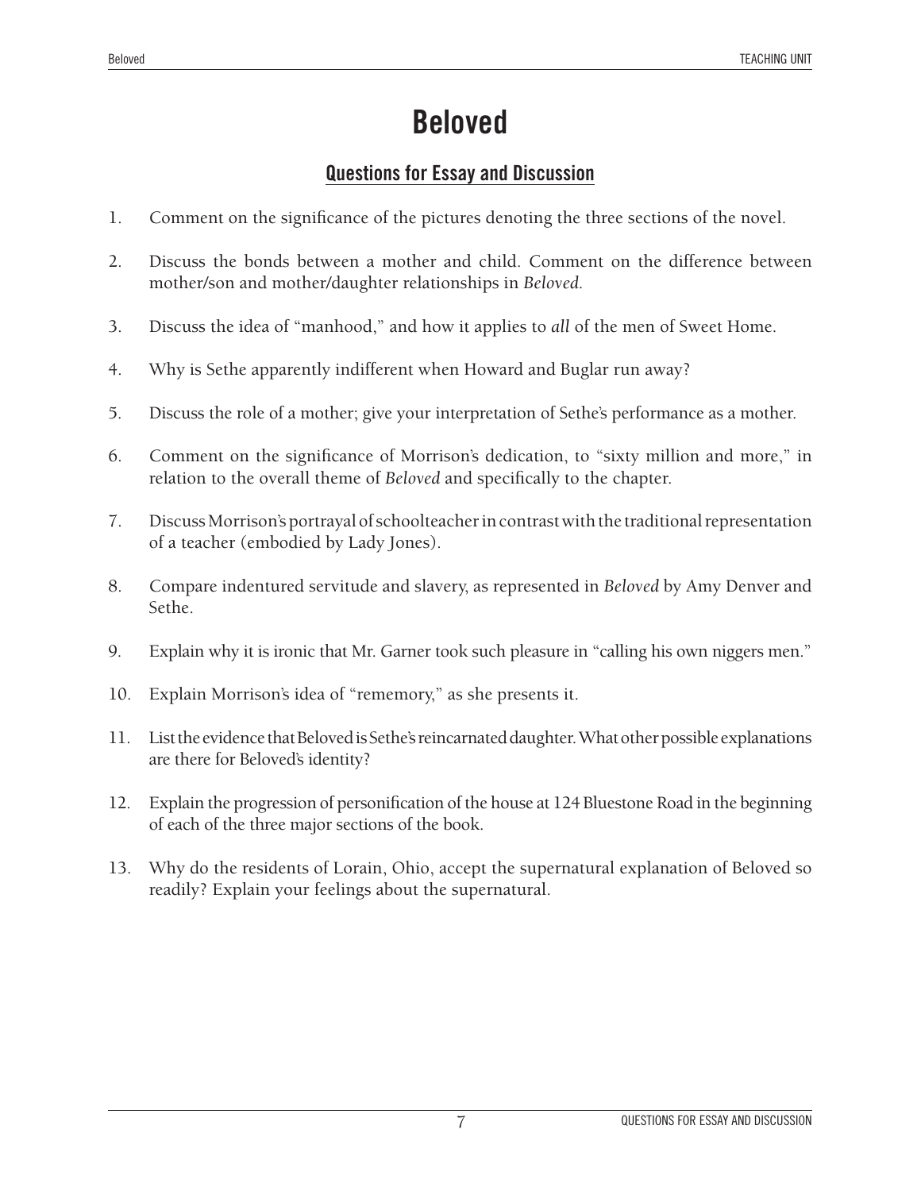# Beloved

## Questions for Essay and Discussion

1. Comment on the significance of the pictures denoting the three sections of the novel.
2. Discuss the bonds between a mother and child. Comment on the difference between mother/son and mother/daughter relationships in *Beloved*.
3. Discuss the idea of "manhood," and how it applies to *all* of the men of Sweet Home.
4. Why is Sethe apparently indifferent when Howard and Buglar run away?
5. Discuss the role of a mother; give your interpretation of Sethe's performance as a mother.
6. Comment on the significance of Morrison's dedication, to "sixty million and more," in relation to the overall theme of *Beloved* and specifically to the chapter.
7. Discuss Morrison's portrayal of schoolteacher in contrast with the traditional representation of a teacher (embodied by Lady Jones).
8. Compare indentured servitude and slavery, as represented in *Beloved* by Amy Denver and Sethe.
9. Explain why it is ironic that Mr. Garner took such pleasure in "calling his own niggers men."
10. Explain Morrison's idea of "rememory," as she presents it.
11. List the evidence that Beloved is Sethe's reincarnated daughter. What other possible explanations are there for Beloved's identity?
12. Explain the progression of personification of the house at 124 Bluestone Road in the beginning of each of the three major sections of the book.
13. Why do the residents of Lorain, Ohio, accept the supernatural explanation of Beloved so readily? Explain your feelings about the supernatural.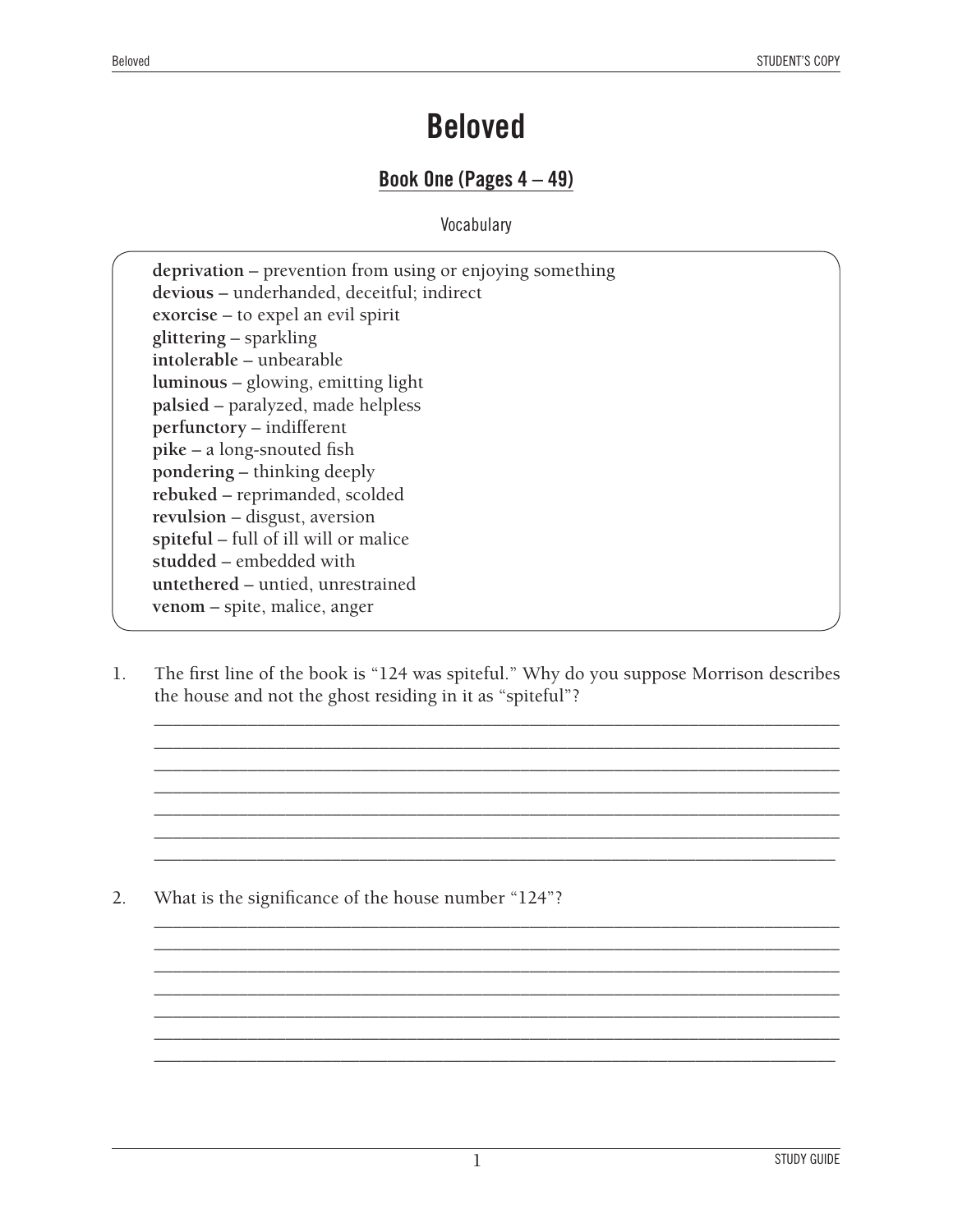# Beloved

## Book One (Pages 4 – 49)

Vocabulary

**deprivation** – prevention from using or enjoying something
**devious** – underhanded, deceitful; indirect
**exorcise** – to expel an evil spirit
**glittering** – sparkling
**intolerable** – unbearable
**luminous** – glowing, emitting light
**palsied** – paralyzed, made helpless
**perfunctory** – indifferent
**pike** – a long-snouted fish
**pondering** – thinking deeply
**rebuked** – reprimanded, scolded
**revulsion** – disgust, aversion
**spiteful** – full of ill will or malice
**studded** – embedded with
**untethered** – untied, unrestrained
**venom** – spite, malice, anger

1. The first line of the book is "124 was spiteful." Why do you suppose Morrison describes the house and not the ghost residing in it as "spiteful"?

2. What is the significance of the house number "124"?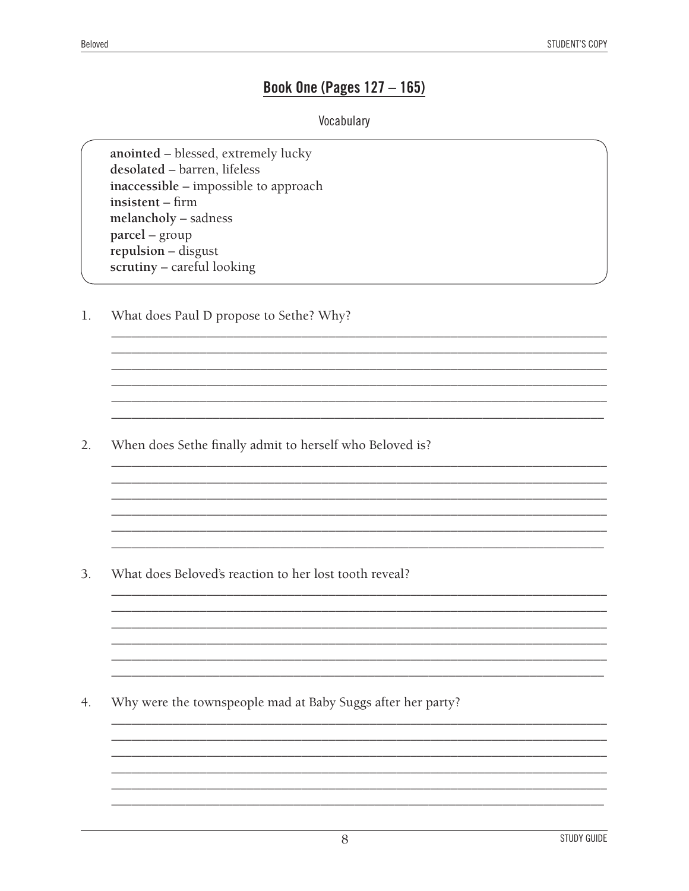## Book One (Pages 127 – 165)

Vocabulary

**anointed** – blessed, extremely lucky
**desolated** – barren, lifeless
**inaccessible** – impossible to approach
**insistent** – firm
**melancholy** – sadness
**parcel** – group
**repulsion** – disgust
**scrutiny** – careful looking

1. What does Paul D propose to Sethe? Why?

2. When does Sethe finally admit to herself who Beloved is?

3. What does Beloved's reaction to her lost tooth reveal?

4. Why were the townspeople mad at Baby Suggs after her party?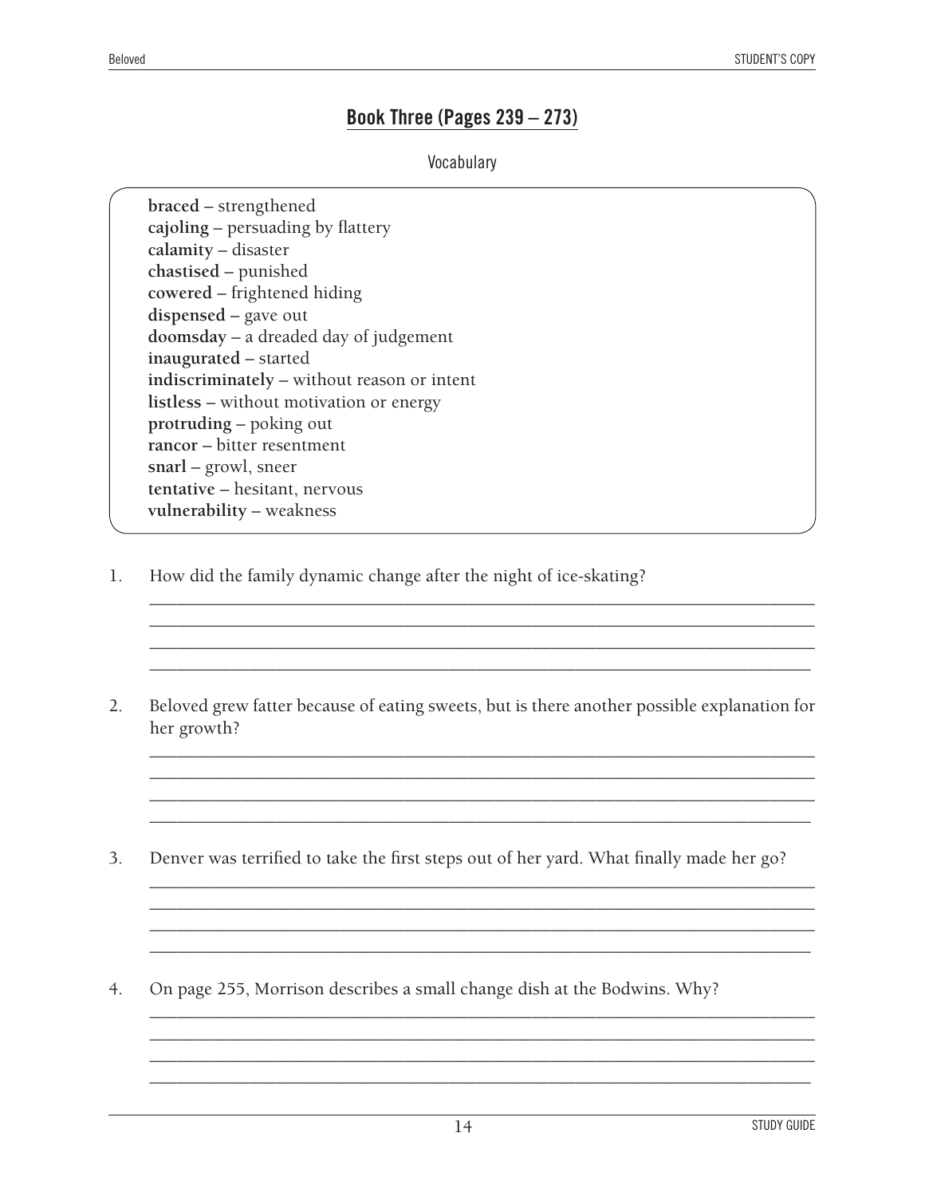## Book Three (Pages 239 – 273)

Vocabulary

**braced** – strengthened
**cajoling** – persuading by flattery
**calamity** – disaster
**chastised** – punished
**cowered** – frightened hiding
**dispensed** – gave out
**doomsday** – a dreaded day of judgement
**inaugurated** – started
**indiscriminately** – without reason or intent
**listless** – without motivation or energy
**protruding** – poking out
**rancor** – bitter resentment
**snarl** – growl, sneer
**tentative** – hesitant, nervous
**vulnerability** – weakness

1. How did the family dynamic change after the night of ice-skating?

___________________________________________________________________________
___________________________________________________________________________
___________________________________________________________________________
___________________________________________________________________________

2. Beloved grew fatter because of eating sweets, but is there another possible explanation for her growth?

___________________________________________________________________________
___________________________________________________________________________
___________________________________________________________________________
___________________________________________________________________________

3. Denver was terrified to take the first steps out of her yard. What finally made her go?

___________________________________________________________________________
___________________________________________________________________________
___________________________________________________________________________
___________________________________________________________________________

4. On page 255, Morrison describes a small change dish at the Bodwins. Why?

___________________________________________________________________________
___________________________________________________________________________
___________________________________________________________________________
___________________________________________________________________________